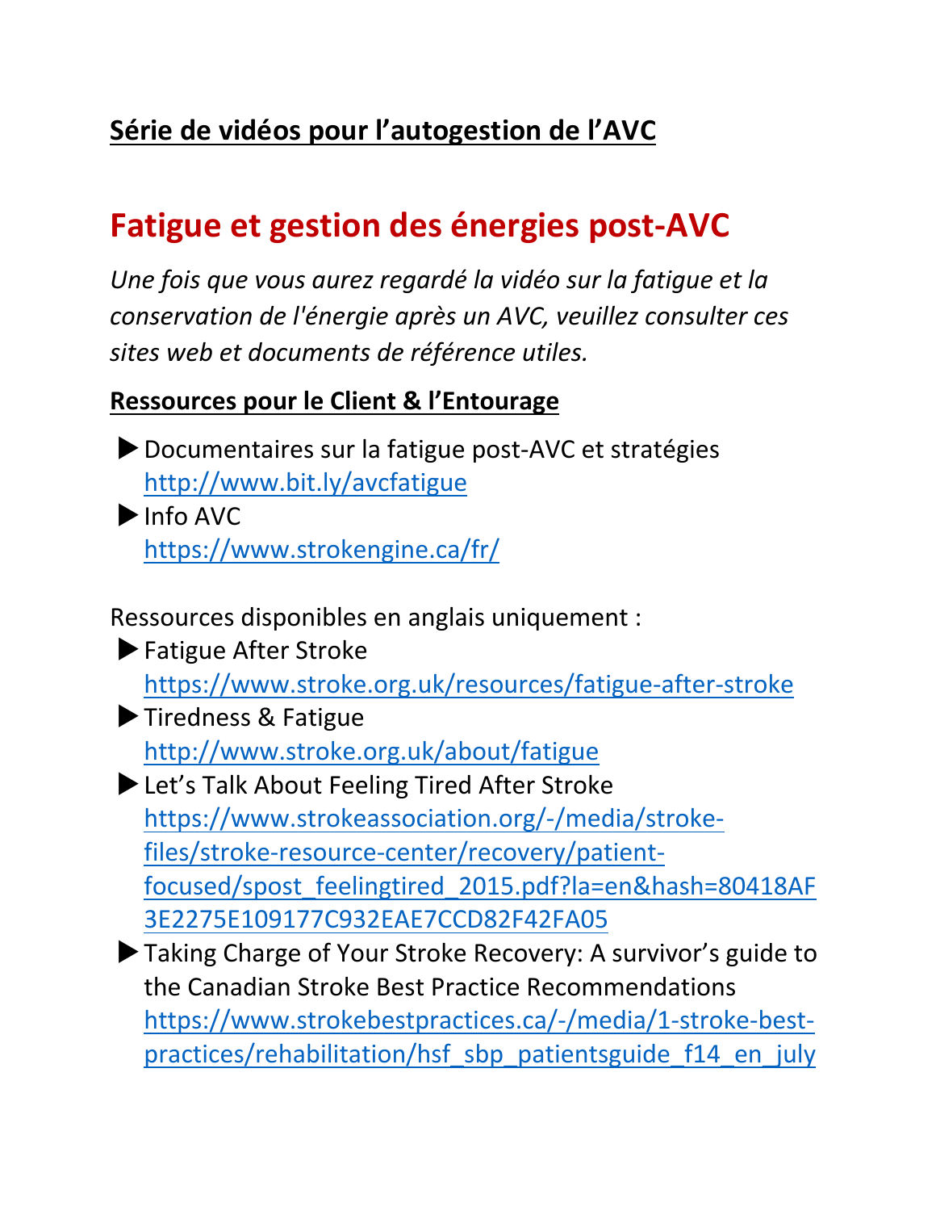## Série de vidéos pour l'autogestion de l'AVC

# Fatigue et gestion des énergies post-AVC

*Une fois que vous aurez regardé la vidéo sur la fatigue et la conservation de l'énergie après un AVC, veuillez consulter ces sites web et documents de référence utiles.*

### Ressources pour le Client & l'Entourage

- Documentaires sur la fatigue post-AVC et stratégies
  http://www.bit.ly/avcfatigue
- Info AVC
  https://www.strokengine.ca/fr/

Ressources disponibles en anglais uniquement :

- Fatigue After Stroke
  https://www.stroke.org.uk/resources/fatigue-after-stroke
- Tiredness & Fatigue
  http://www.stroke.org.uk/about/fatigue
- Let's Talk About Feeling Tired After Stroke
  https://www.strokeassociation.org/-/media/stroke-files/stroke-resource-center/recovery/patient-focused/spost_feelingtired_2015.pdf?la=en&hash=80418AF3E2275E109177C932EAE7CCD82F42FA05
- Taking Charge of Your Stroke Recovery: A survivor's guide to the Canadian Stroke Best Practice Recommendations
  https://www.strokebestpractices.ca/-/media/1-stroke-best-practices/rehabilitation/hsf_sbp_patientsguide_f14_en_july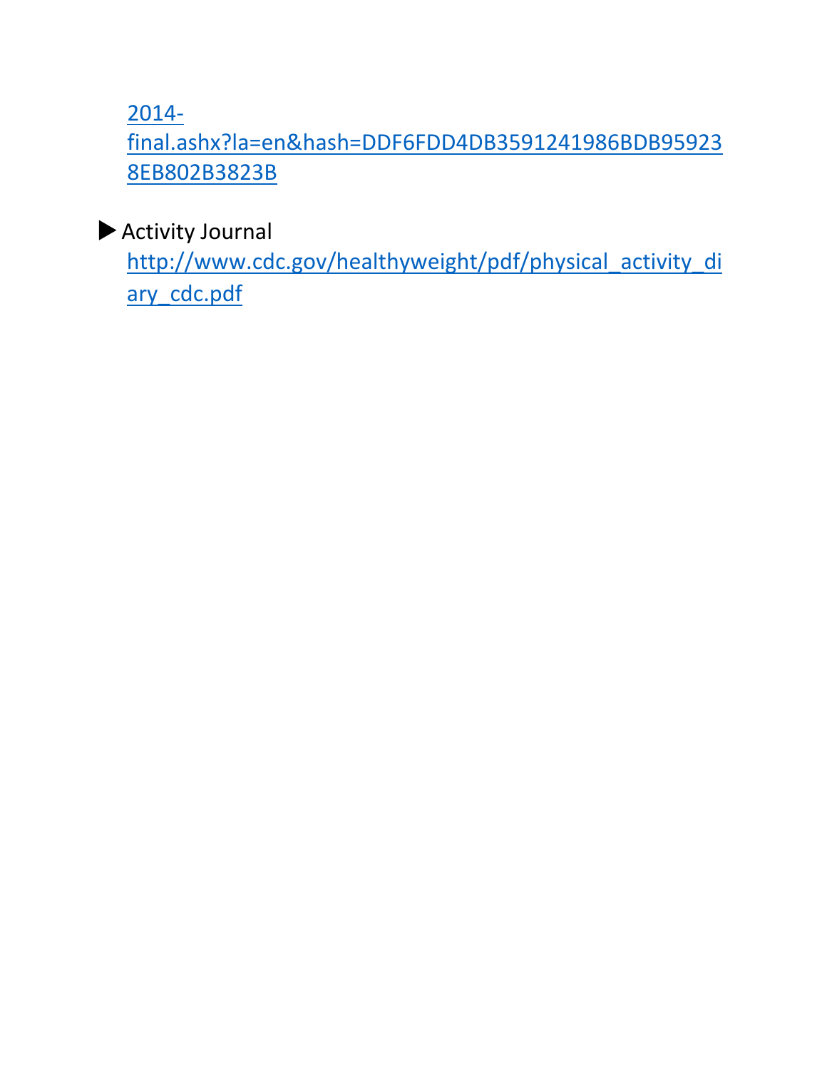[2014-final.ashx?la=en&hash=DDF6FDD4DB3591241986BDB959238EB802B3823B](2014-final.ashx?la=en&hash=DDF6FDD4DB3591241986BDB959238EB802B3823B)

- Activity Journal
  [http://www.cdc.gov/healthyweight/pdf/physical_activity_diary_cdc.pdf](http://www.cdc.gov/healthyweight/pdf/physical_activity_diary_cdc.pdf)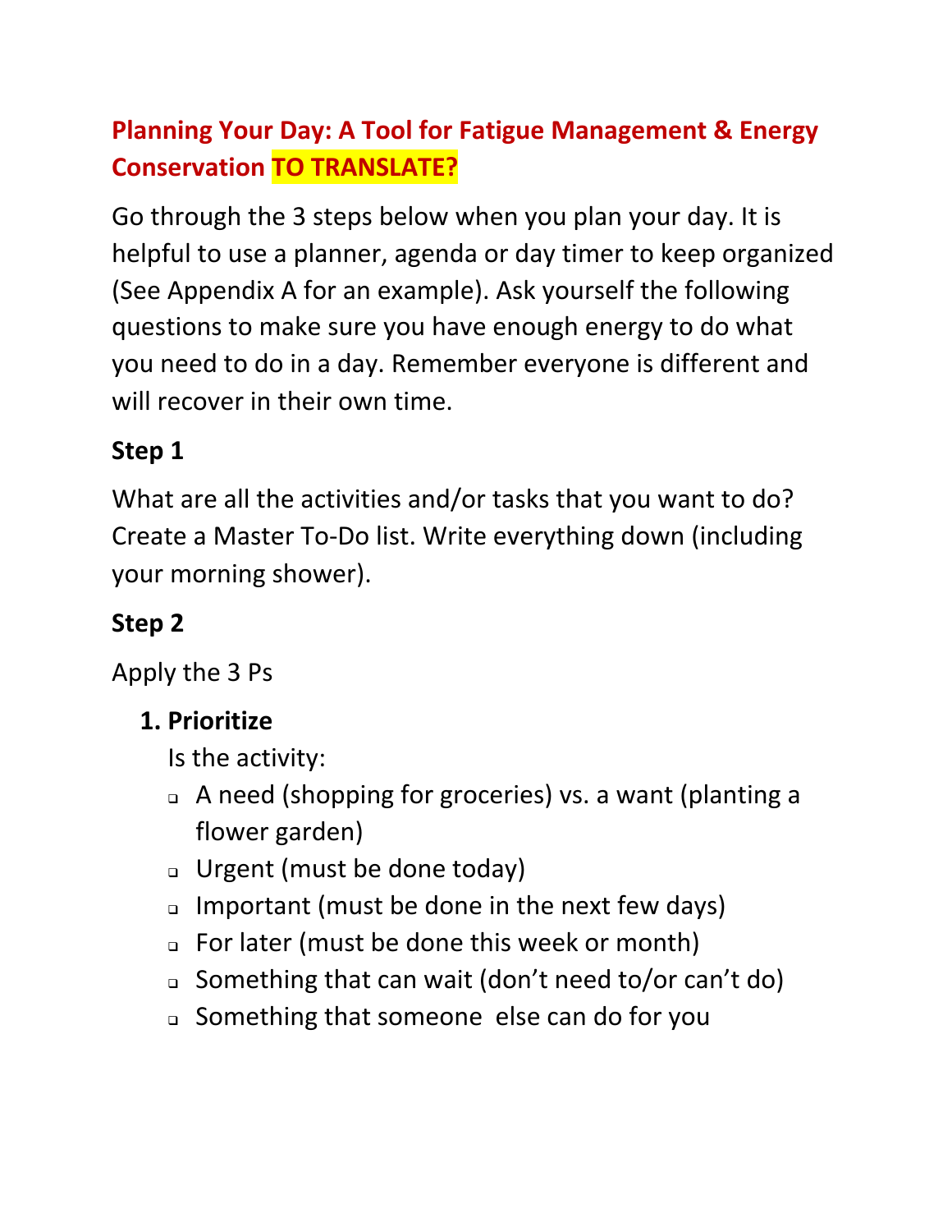# Planning Your Day: A Tool for Fatigue Management & Energy Conservation TO TRANSLATE?

Go through the 3 steps below when you plan your day. It is helpful to use a planner, agenda or day timer to keep organized (See Appendix A for an example). Ask yourself the following questions to make sure you have enough energy to do what you need to do in a day. Remember everyone is different and will recover in their own time.

**Step 1**

What are all the activities and/or tasks that you want to do? Create a Master To-Do list. Write everything down (including your morning shower).

**Step 2**

Apply the 3 Ps

1. **Prioritize**

   Is the activity:

   - A need (shopping for groceries) vs. a want (planting a flower garden)
   - Urgent (must be done today)
   - Important (must be done in the next few days)
   - For later (must be done this week or month)
   - Something that can wait (don't need to/or can't do)
   - Something that someone else can do for you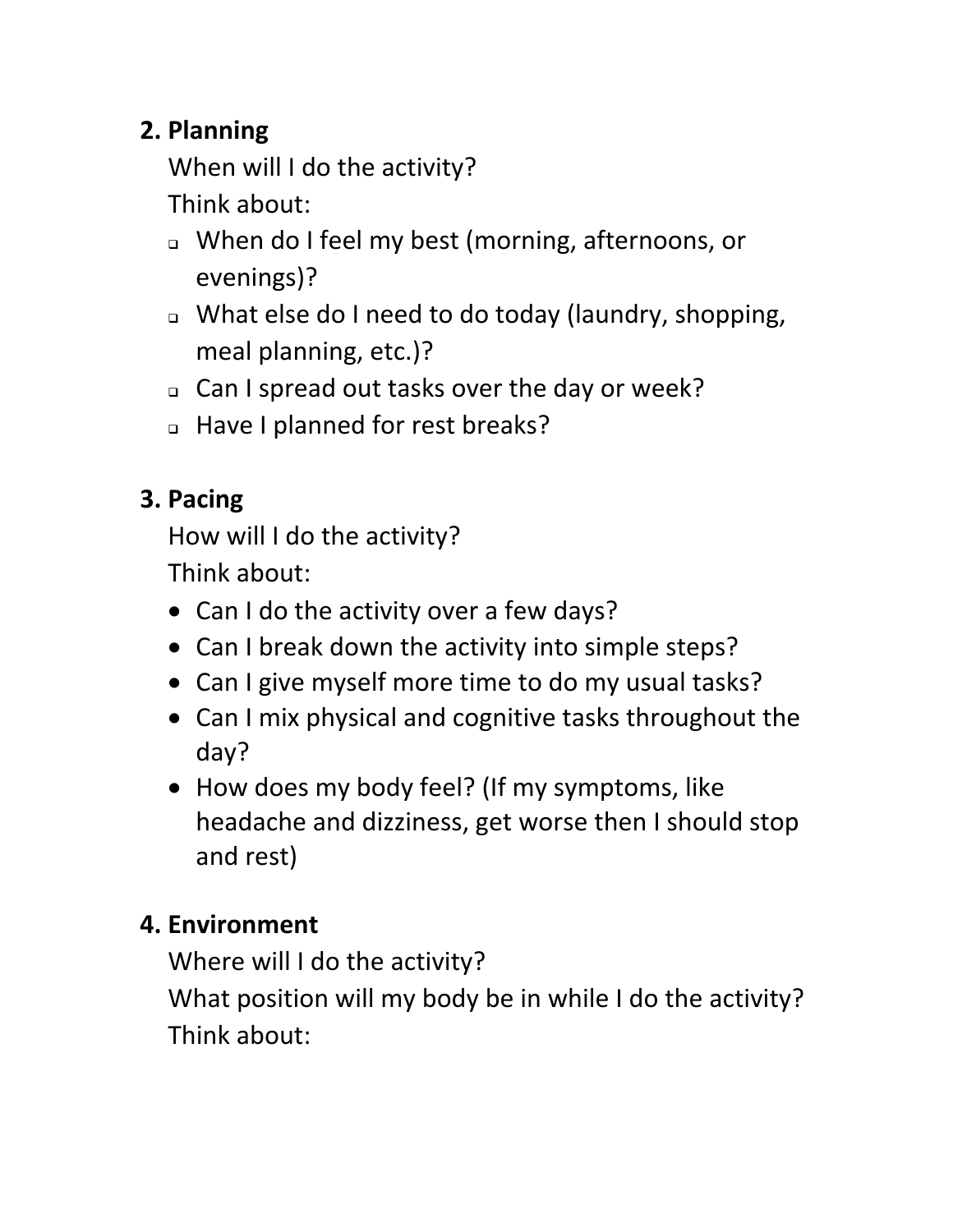## 2. Planning

When will I do the activity?

Think about:

- When do I feel my best (morning, afternoons, or evenings)?
- What else do I need to do today (laundry, shopping, meal planning, etc.)?
- Can I spread out tasks over the day or week?
- Have I planned for rest breaks?

## 3. Pacing

How will I do the activity?

Think about:

- Can I do the activity over a few days?
- Can I break down the activity into simple steps?
- Can I give myself more time to do my usual tasks?
- Can I mix physical and cognitive tasks throughout the day?
- How does my body feel? (If my symptoms, like headache and dizziness, get worse then I should stop and rest)

## 4. Environment

Where will I do the activity?

What position will my body be in while I do the activity?

Think about: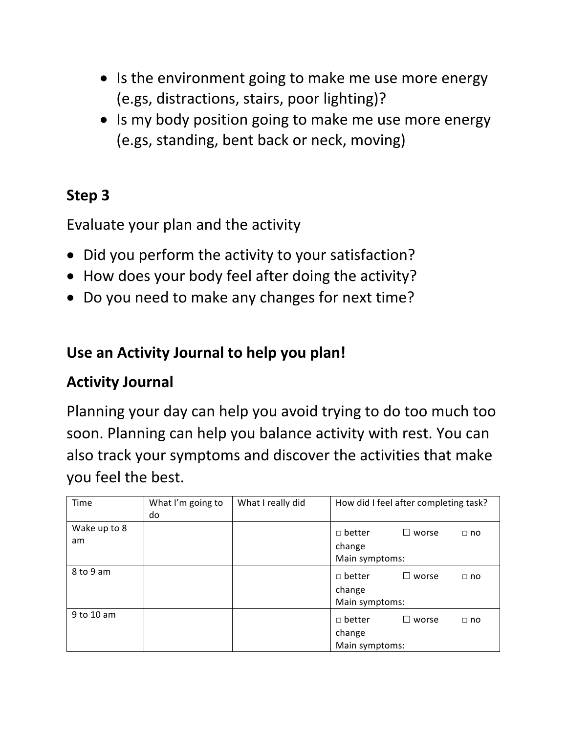- Is the environment going to make me use more energy (e.gs, distractions, stairs, poor lighting)?
- Is my body position going to make me use more energy (e.gs, standing, bent back or neck, moving)

## Step 3

Evaluate your plan and the activity

- Did you perform the activity to your satisfaction?
- How does your body feel after doing the activity?
- Do you need to make any changes for next time?

## Use an Activity Journal to help you plan!

## Activity Journal

Planning your day can help you avoid trying to do too much too soon. Planning can help you balance activity with rest. You can also track your symptoms and discover the activities that make you feel the best.

| Time | What I'm going to do | What I really did | How did I feel after completing task? |
|---|---|---|---|
| Wake up to 8 am | | | □ better ☐ worse □ no change<br>Main symptoms: |
| 8 to 9 am | | | □ better ☐ worse □ no change<br>Main symptoms: |
| 9 to 10 am | | | □ better ☐ worse □ no change<br>Main symptoms: |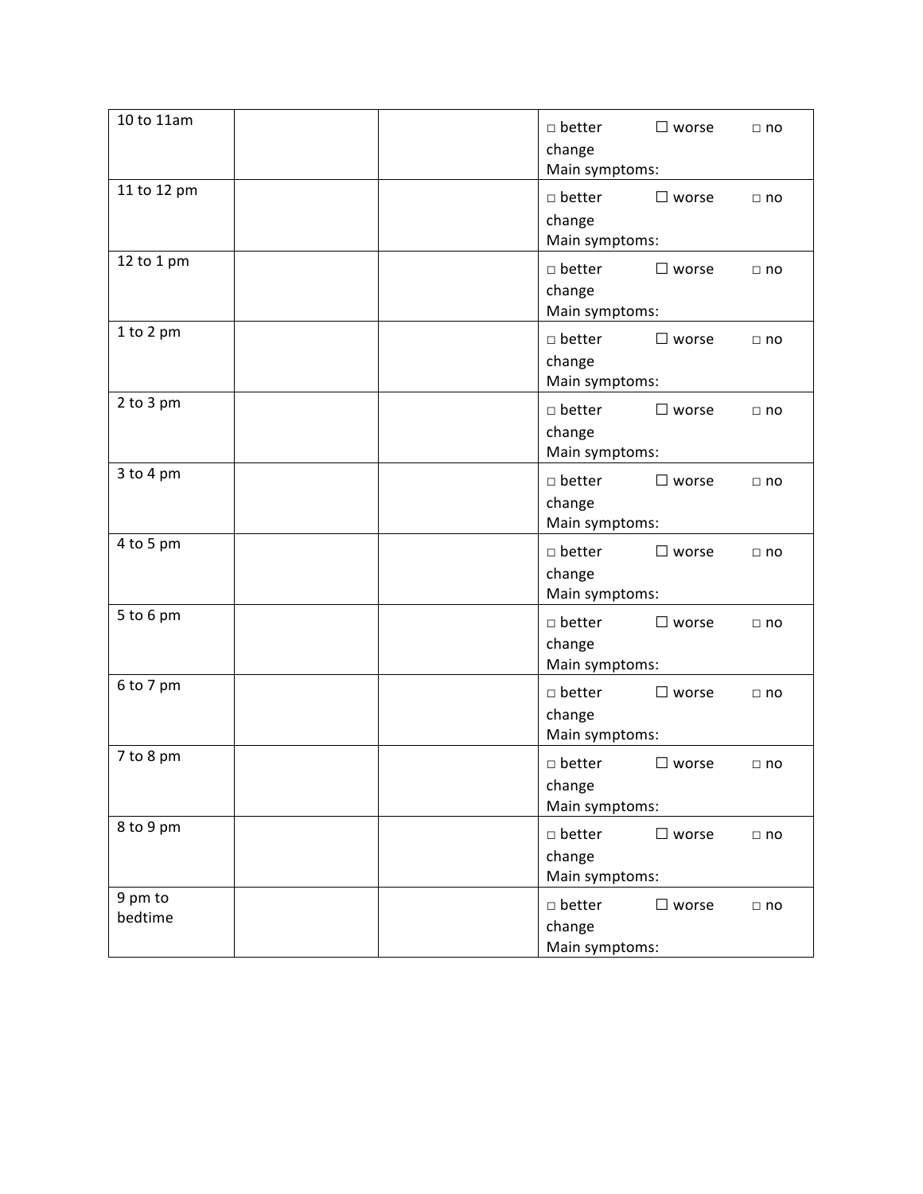| | | | |
|---|---|---|---|
| 10 to 11am | | | □ better ☐ worse □ no change<br>Main symptoms: |
| 11 to 12 pm | | | □ better ☐ worse □ no change<br>Main symptoms: |
| 12 to 1 pm | | | □ better ☐ worse □ no change<br>Main symptoms: |
| 1 to 2 pm | | | □ better ☐ worse □ no change<br>Main symptoms: |
| 2 to 3 pm | | | □ better ☐ worse □ no change<br>Main symptoms: |
| 3 to 4 pm | | | □ better ☐ worse □ no change<br>Main symptoms: |
| 4 to 5 pm | | | □ better ☐ worse □ no change<br>Main symptoms: |
| 5 to 6 pm | | | □ better ☐ worse □ no change<br>Main symptoms: |
| 6 to 7 pm | | | □ better ☐ worse □ no change<br>Main symptoms: |
| 7 to 8 pm | | | □ better ☐ worse □ no change<br>Main symptoms: |
| 8 to 9 pm | | | □ better ☐ worse □ no change<br>Main symptoms: |
| 9 pm to bedtime | | | □ better ☐ worse □ no change<br>Main symptoms: |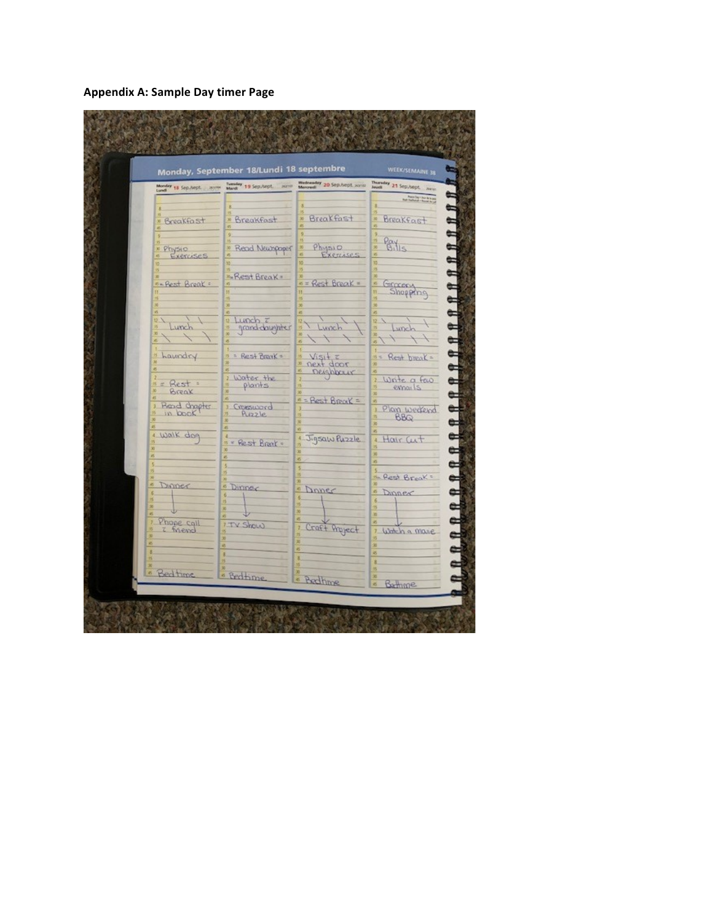**Appendix A: Sample Day timer Page**

Monday, September 18/Lundi 18 septembre — WEEK/SEMAINE 38

| Time | Monday 18 Sep./sept. | Tuesday 19 Sep./sept. | Wednesday 20 Sep./sept. | Thursday 21 Sep./sept. |
|---|---|---|---|---|
| 8:30 | Breakfast | Breakfast | Breakfast | Breakfast |
| 9:15 | | | | Pay Bills |
| 9:30 | Physio Exercises | Read Newspaper | Physio Exercises | |
| 10:30 | | = Rest Break = | | |
| 10:45 | = Rest Break = | | = Rest Break = | Grocery Shopping |
| 12 | Lunch | Lunch c grand-daughter | Lunch | Lunch |
| 1 | Laundry | | | |
| 1:15 | | = Rest Break = | Visit c next door neighbour | = Rest break = |
| 2 | | Water the plants | | Write a few emails |
| 2:15 | = Rest = Break | | | |
| 2:45 | | | = Rest Break = | |
| 3 | Read chapter in book | Crossword Puzzle | | Plan weekend BBQ |
| 4 | Walk dog | | Jigsaw Puzzle | Hair Cut |
| 4:15 | | = Rest Break = | | |
| 5:15 | | | | = Rest Break = |
| 5:45 | Dinner | Dinner | Dinner | Dinner |
| 7 | Phone call c friend | TV Show | Craft Project | Watch a movie |
| 8:45 | Bedtime | Bedtime | Bedtime | Bedtime |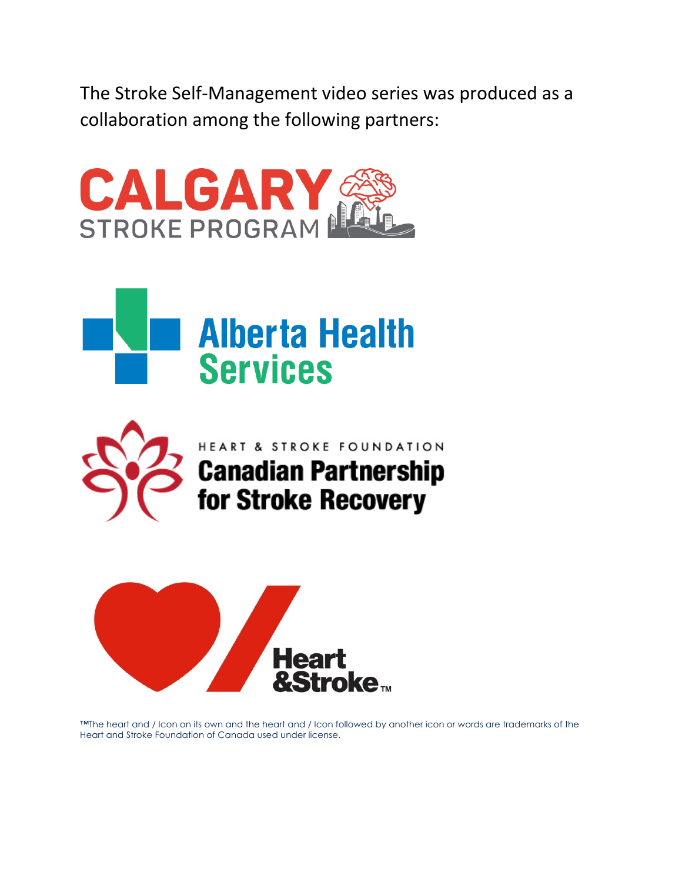The Stroke Self-Management video series was produced as a collaboration among the following partners:

CALGARY STROKE PROGRAM

Alberta Health Services

HEART & STROKE FOUNDATION Canadian Partnership for Stroke Recovery

Heart &Stroke™

™The heart and / Icon on its own and the heart and / Icon followed by another icon or words are trademarks of the Heart and Stroke Foundation of Canada used under license.